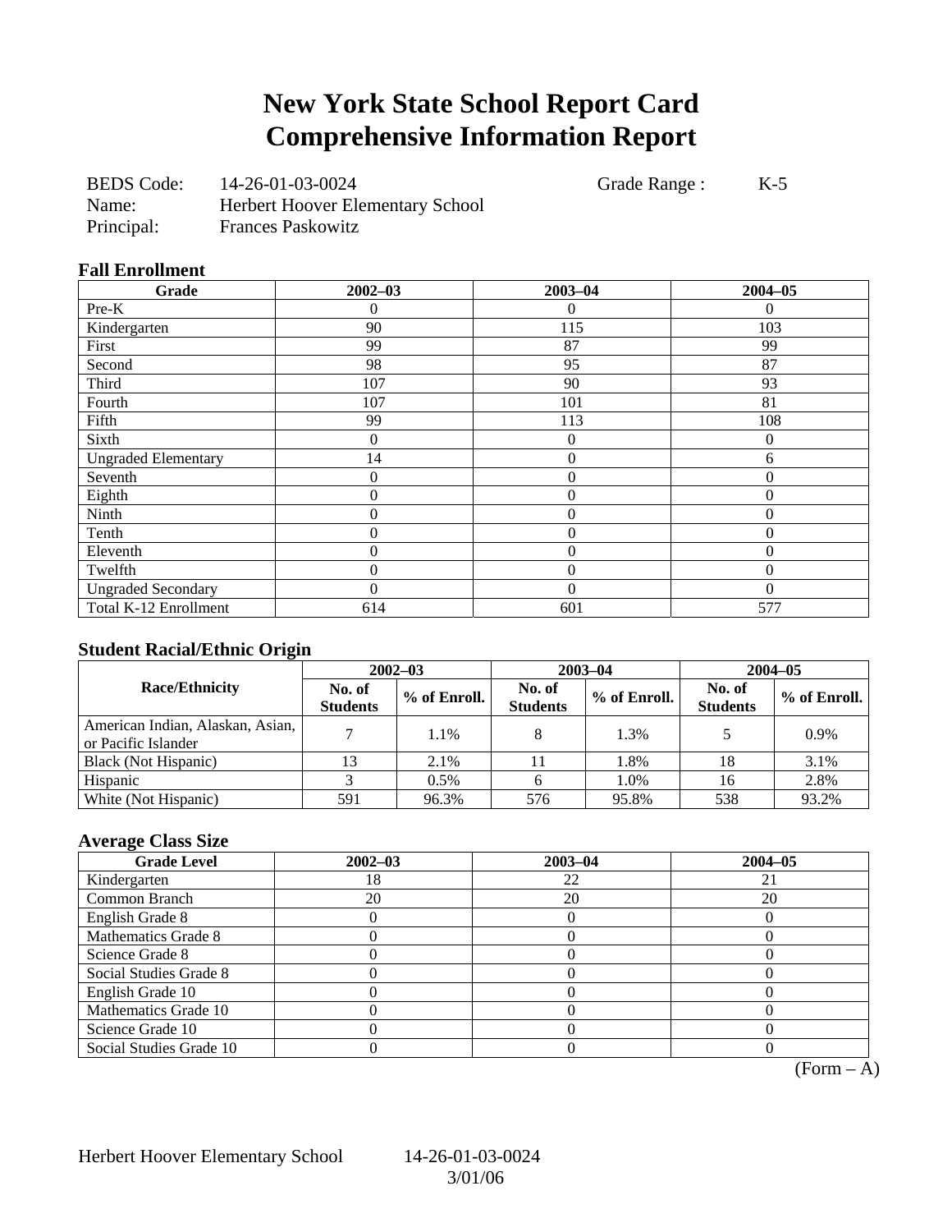# New York State School Report Card
# Comprehensive Information Report

BEDS Code: 14-26-01-03-0024 Grade Range : K-5
Name: Herbert Hoover Elementary School
Principal: Frances Paskowitz

### Fall Enrollment

| Grade | 2002–03 | 2003–04 | 2004–05 |
|---|---|---|---|
| Pre-K | 0 | 0 | 0 |
| Kindergarten | 90 | 115 | 103 |
| First | 99 | 87 | 99 |
| Second | 98 | 95 | 87 |
| Third | 107 | 90 | 93 |
| Fourth | 107 | 101 | 81 |
| Fifth | 99 | 113 | 108 |
| Sixth | 0 | 0 | 0 |
| Ungraded Elementary | 14 | 0 | 6 |
| Seventh | 0 | 0 | 0 |
| Eighth | 0 | 0 | 0 |
| Ninth | 0 | 0 | 0 |
| Tenth | 0 | 0 | 0 |
| Eleventh | 0 | 0 | 0 |
| Twelfth | 0 | 0 | 0 |
| Ungraded Secondary | 0 | 0 | 0 |
| Total K-12 Enrollment | 614 | 601 | 577 |

### Student Racial/Ethnic Origin

| Race/Ethnicity | 2002–03 | | 2003–04 | | 2004–05 | |
|---|---|---|---|---|---|---|
| | No. of Students | % of Enroll. | No. of Students | % of Enroll. | No. of Students | % of Enroll. |
| American Indian, Alaskan, Asian, or Pacific Islander | 7 | 1.1% | 8 | 1.3% | 5 | 0.9% |
| Black (Not Hispanic) | 13 | 2.1% | 11 | 1.8% | 18 | 3.1% |
| Hispanic | 3 | 0.5% | 6 | 1.0% | 16 | 2.8% |
| White (Not Hispanic) | 591 | 96.3% | 576 | 95.8% | 538 | 93.2% |

### Average Class Size

| Grade Level | 2002–03 | 2003–04 | 2004–05 |
|---|---|---|---|
| Kindergarten | 18 | 22 | 21 |
| Common Branch | 20 | 20 | 20 |
| English Grade 8 | 0 | 0 | 0 |
| Mathematics Grade 8 | 0 | 0 | 0 |
| Science Grade 8 | 0 | 0 | 0 |
| Social Studies Grade 8 | 0 | 0 | 0 |
| English Grade 10 | 0 | 0 | 0 |
| Mathematics Grade 10 | 0 | 0 | 0 |
| Science Grade 10 | 0 | 0 | 0 |
| Social Studies Grade 10 | 0 | 0 | 0 |

(Form – A)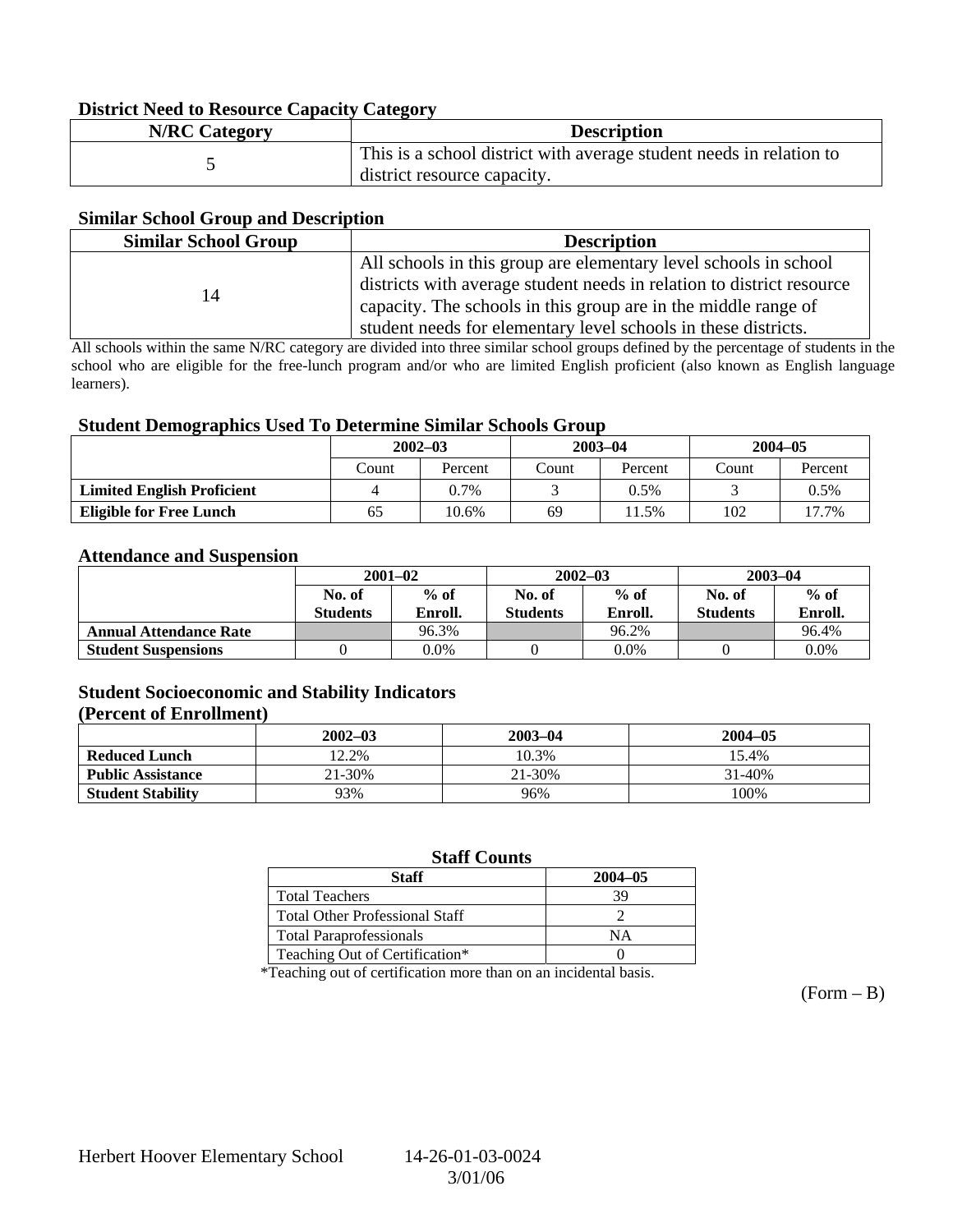### District Need to Resource Capacity Category

| N/RC Category | Description |
|---|---|
| 5 | This is a school district with average student needs in relation to district resource capacity. |

### Similar School Group and Description

| Similar School Group | Description |
|---|---|
| 14 | All schools in this group are elementary level schools in school districts with average student needs in relation to district resource capacity. The schools in this group are in the middle range of student needs for elementary level schools in these districts. |

All schools within the same N/RC category are divided into three similar school groups defined by the percentage of students in the school who are eligible for the free-lunch program and/or who are limited English proficient (also known as English language learners).

### Student Demographics Used To Determine Similar Schools Group

| | 2002–03 | | 2003–04 | | 2004–05 | |
|---|---|---|---|---|---|---|
| | Count | Percent | Count | Percent | Count | Percent |
| **Limited English Proficient** | 4 | 0.7% | 3 | 0.5% | 3 | 0.5% |
| **Eligible for Free Lunch** | 65 | 10.6% | 69 | 11.5% | 102 | 17.7% |

### Attendance and Suspension

| | 2001–02 | | 2002–03 | | 2003–04 | |
|---|---|---|---|---|---|---|
| | No. of Students | % of Enroll. | No. of Students | % of Enroll. | No. of Students | % of Enroll. |
| **Annual Attendance Rate** | | 96.3% | | 96.2% | | 96.4% |
| **Student Suspensions** | 0 | 0.0% | 0 | 0.0% | 0 | 0.0% |

### Student Socioeconomic and Stability Indicators (Percent of Enrollment)

| | 2002–03 | 2003–04 | 2004–05 |
|---|---|---|---|
| **Reduced Lunch** | 12.2% | 10.3% | 15.4% |
| **Public Assistance** | 21-30% | 21-30% | 31-40% |
| **Student Stability** | 93% | 96% | 100% |

### Staff Counts

| Staff | 2004–05 |
|---|---|
| Total Teachers | 39 |
| Total Other Professional Staff | 2 |
| Total Paraprofessionals | NA |
| Teaching Out of Certification* | 0 |

*Teaching out of certification more than on an incidental basis.

(Form – B)

Herbert Hoover Elementary School 14-26-01-03-0024 3/01/06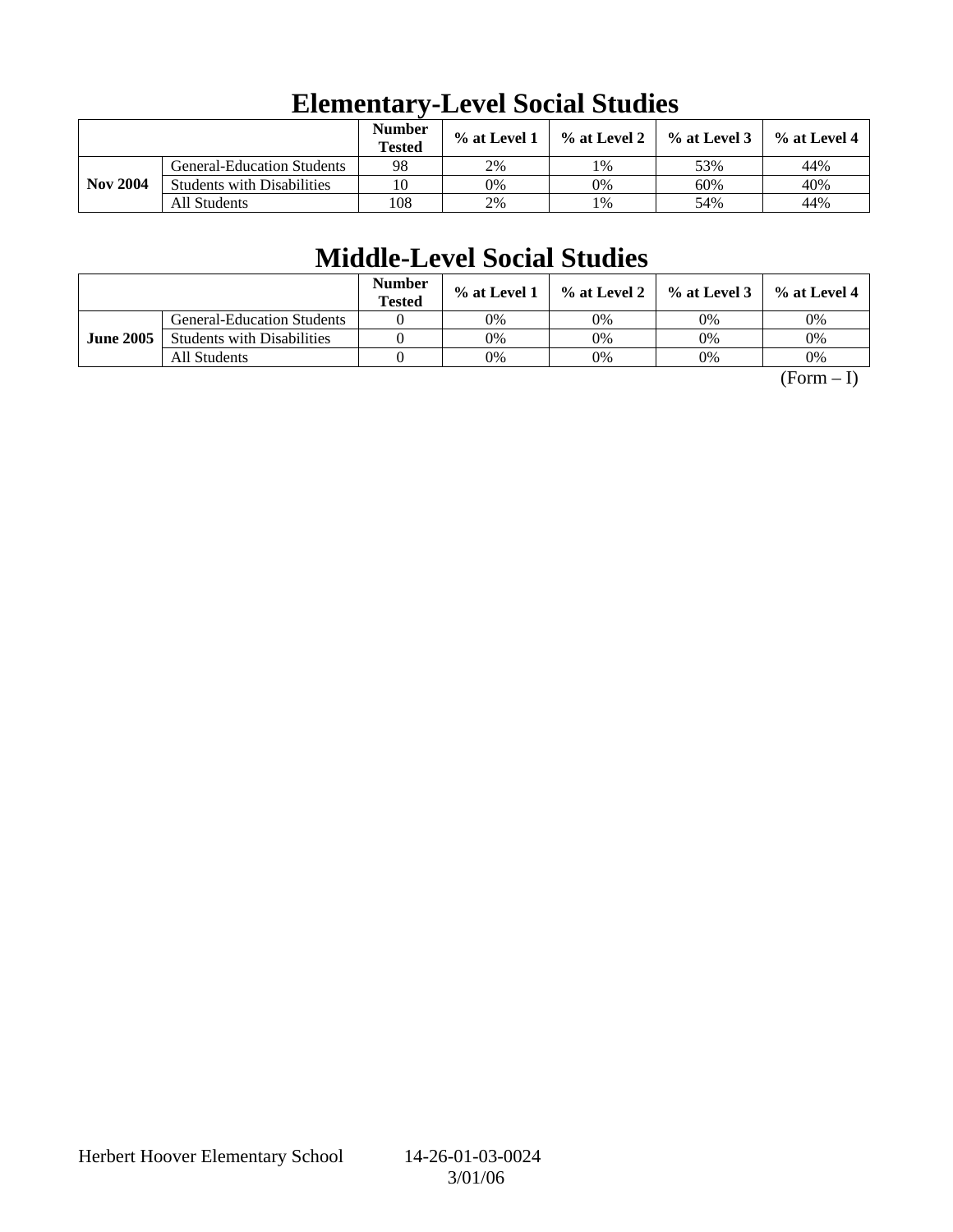# Elementary-Level Social Studies

| | | Number Tested | % at Level 1 | % at Level 2 | % at Level 3 | % at Level 4 |
|---|---|---|---|---|---|---|
| **Nov 2004** | General-Education Students | 98 | 2% | 1% | 53% | 44% |
| | Students with Disabilities | 10 | 0% | 0% | 60% | 40% |
| | All Students | 108 | 2% | 1% | 54% | 44% |

# Middle-Level Social Studies

| | | Number Tested | % at Level 1 | % at Level 2 | % at Level 3 | % at Level 4 |
|---|---|---|---|---|---|---|
| **June 2005** | General-Education Students | 0 | 0% | 0% | 0% | 0% |
| | Students with Disabilities | 0 | 0% | 0% | 0% | 0% |
| | All Students | 0 | 0% | 0% | 0% | 0% |

(Form – I)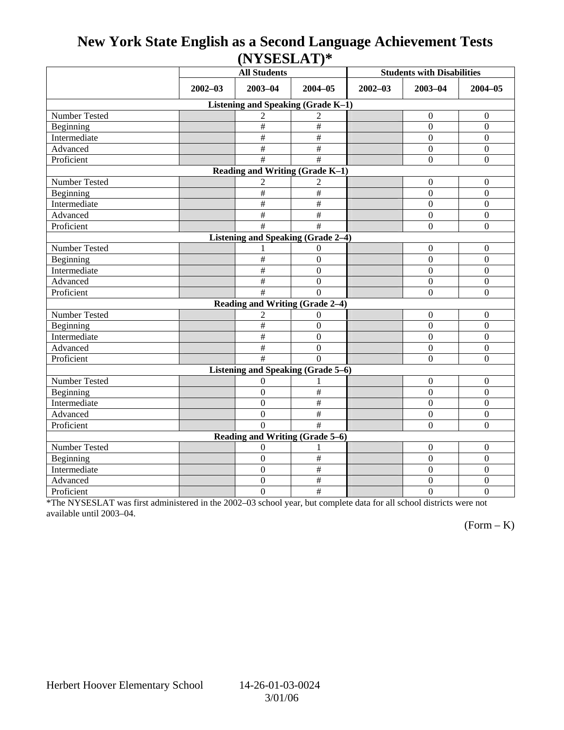# New York State English as a Second Language Achievement Tests (NYSESLAT)*

| | All Students | | | Students with Disabilities | | |
|---|---|---|---|---|---|---|
| | 2002–03 | 2003–04 | 2004–05 | 2002–03 | 2003–04 | 2004–05 |
| **Listening and Speaking (Grade K–1)** | | | | | | |
| Number Tested | | 2 | 2 | | 0 | 0 |
| Beginning | | # | # | | 0 | 0 |
| Intermediate | | # | # | | 0 | 0 |
| Advanced | | # | # | | 0 | 0 |
| Proficient | | # | # | | 0 | 0 |
| **Reading and Writing (Grade K–1)** | | | | | | |
| Number Tested | | 2 | 2 | | 0 | 0 |
| Beginning | | # | # | | 0 | 0 |
| Intermediate | | # | # | | 0 | 0 |
| Advanced | | # | # | | 0 | 0 |
| Proficient | | # | # | | 0 | 0 |
| **Listening and Speaking (Grade 2–4)** | | | | | | |
| Number Tested | | 1 | 0 | | 0 | 0 |
| Beginning | | # | 0 | | 0 | 0 |
| Intermediate | | # | 0 | | 0 | 0 |
| Advanced | | # | 0 | | 0 | 0 |
| Proficient | | # | 0 | | 0 | 0 |
| **Reading and Writing (Grade 2–4)** | | | | | | |
| Number Tested | | 2 | 0 | | 0 | 0 |
| Beginning | | # | 0 | | 0 | 0 |
| Intermediate | | # | 0 | | 0 | 0 |
| Advanced | | # | 0 | | 0 | 0 |
| Proficient | | # | 0 | | 0 | 0 |
| **Listening and Speaking (Grade 5–6)** | | | | | | |
| Number Tested | | 0 | 1 | | 0 | 0 |
| Beginning | | 0 | # | | 0 | 0 |
| Intermediate | | 0 | # | | 0 | 0 |
| Advanced | | 0 | # | | 0 | 0 |
| Proficient | | 0 | # | | 0 | 0 |
| **Reading and Writing (Grade 5–6)** | | | | | | |
| Number Tested | | 0 | 1 | | 0 | 0 |
| Beginning | | 0 | # | | 0 | 0 |
| Intermediate | | 0 | # | | 0 | 0 |
| Advanced | | 0 | # | | 0 | 0 |
| Proficient | | 0 | # | | 0 | 0 |

*The NYSESLAT was first administered in the 2002–03 school year, but complete data for all school districts were not available until 2003–04.

(Form – K)

Herbert Hoover Elementary School 14-26-01-03-0024

3/01/06